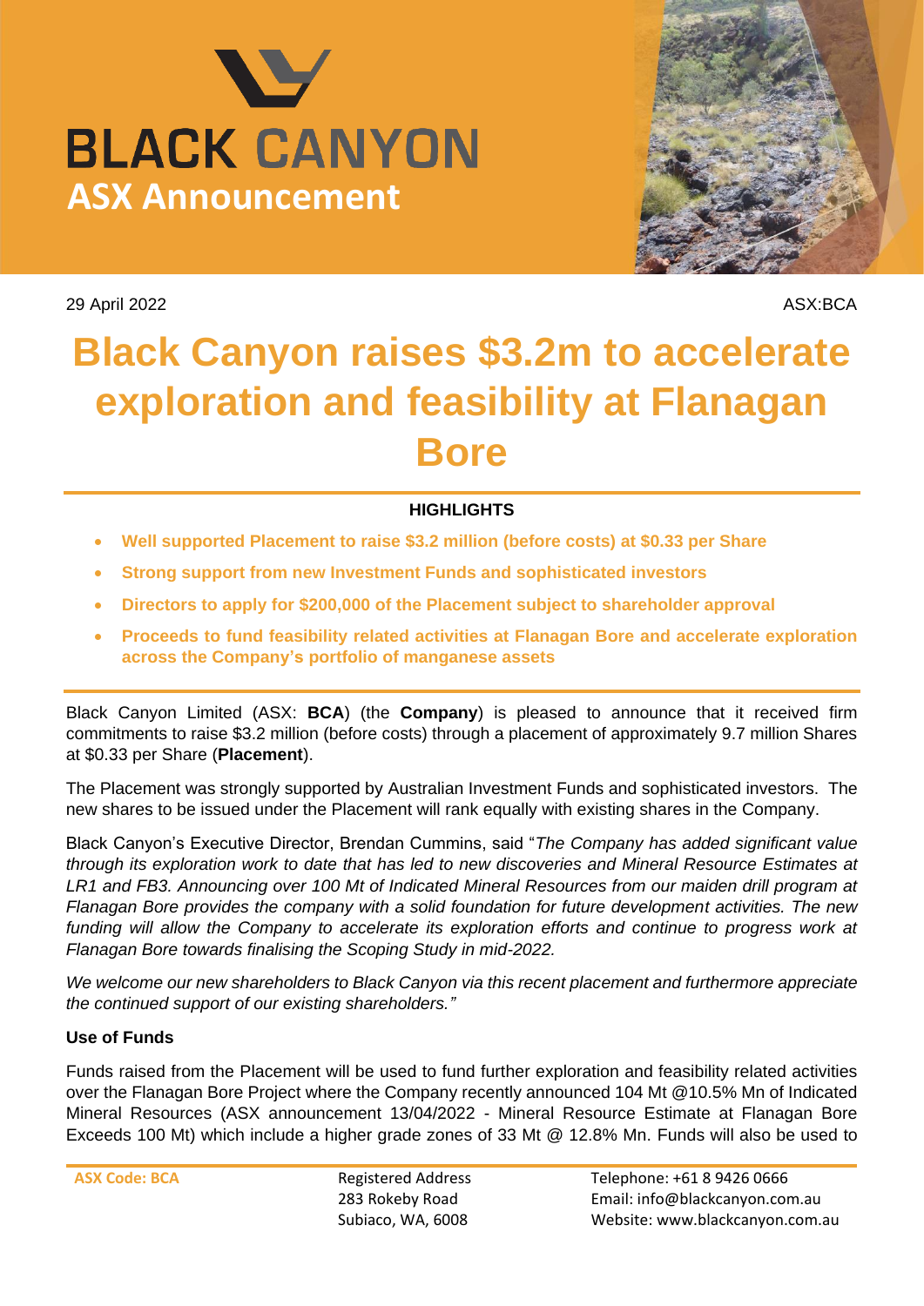# BLACK CANYON

## ASX Announcement

29 April 2022

ASX:BCA

# Black Canyon raises $3.2m to accelerate exploration and feasibility at Flanagan Bore

### HIGHLIGHTS

- **Well supported Placement to raise $3.2 million (before costs) at $0.33 per Share**
- **Strong support from new Investment Funds and sophisticated investors**
- **Directors to apply for $200,000 of the Placement subject to shareholder approval**
- **Proceeds to fund feasibility related activities at Flanagan Bore and accelerate exploration across the Company's portfolio of manganese assets**

Black Canyon Limited (ASX: **BCA**) (the **Company**) is pleased to announce that it received firm commitments to raise $3.2 million (before costs) through a placement of approximately 9.7 million Shares at $0.33 per Share (**Placement**).

The Placement was strongly supported by Australian Investment Funds and sophisticated investors. The new shares to be issued under the Placement will rank equally with existing shares in the Company.

Black Canyon's Executive Director, Brendan Cummins, said "*The Company has added significant value through its exploration work to date that has led to new discoveries and Mineral Resource Estimates at LR1 and FB3. Announcing over 100 Mt of Indicated Mineral Resources from our maiden drill program at Flanagan Bore provides the company with a solid foundation for future development activities. The new funding will allow the Company to accelerate its exploration efforts and continue to progress work at Flanagan Bore towards finalising the Scoping Study in mid-2022.*

*We welcome our new shareholders to Black Canyon via this recent placement and furthermore appreciate the continued support of our existing shareholders."*

**Use of Funds**

Funds raised from the Placement will be used to fund further exploration and feasibility related activities over the Flanagan Bore Project where the Company recently announced 104 Mt @10.5% Mn of Indicated Mineral Resources (ASX announcement 13/04/2022 - Mineral Resource Estimate at Flanagan Bore Exceeds 100 Mt) which include a higher grade zones of 33 Mt @ 12.8% Mn. Funds will also be used to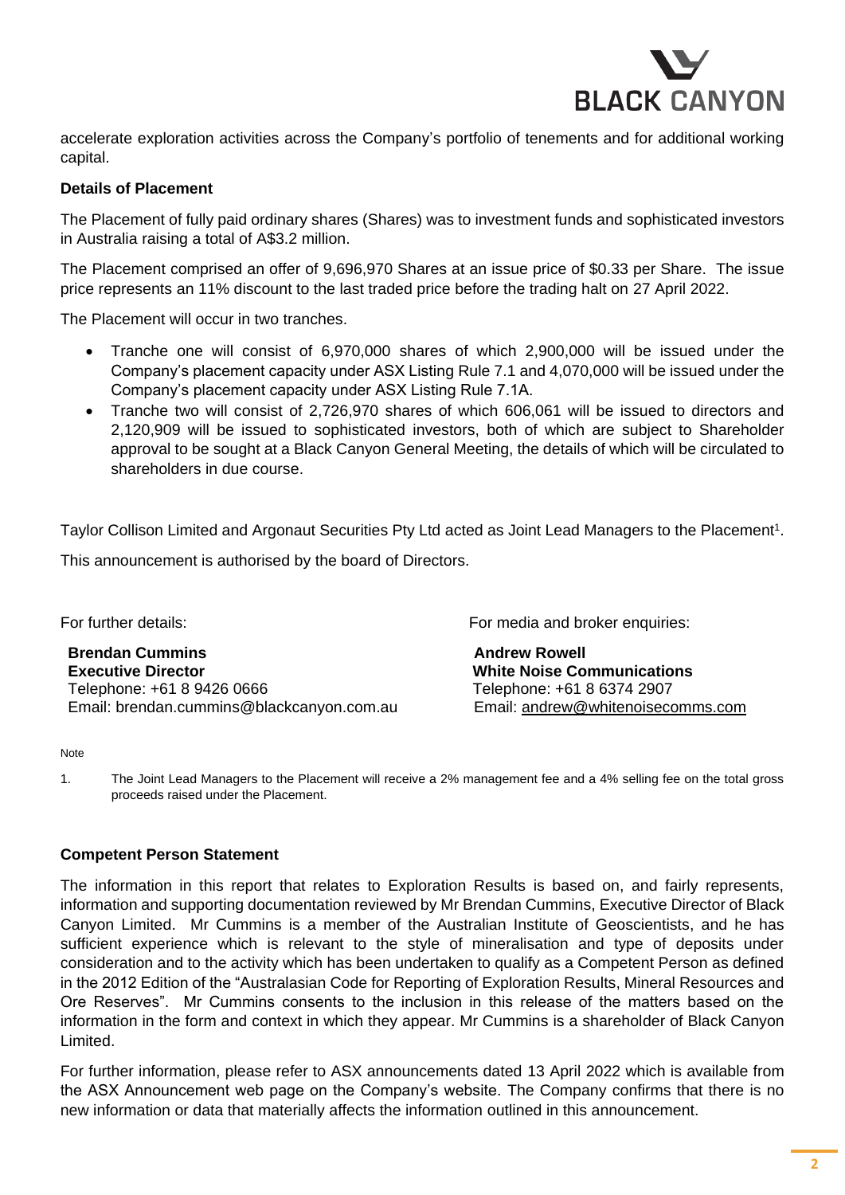accelerate exploration activities across the Company's portfolio of tenements and for additional working capital.

**Details of Placement**

The Placement of fully paid ordinary shares (Shares) was to investment funds and sophisticated investors in Australia raising a total of A$3.2 million.

The Placement comprised an offer of 9,696,970 Shares at an issue price of $0.33 per Share. The issue price represents an 11% discount to the last traded price before the trading halt on 27 April 2022.

The Placement will occur in two tranches.

- Tranche one will consist of 6,970,000 shares of which 2,900,000 will be issued under the Company's placement capacity under ASX Listing Rule 7.1 and 4,070,000 will be issued under the Company's placement capacity under ASX Listing Rule 7.1A.
- Tranche two will consist of 2,726,970 shares of which 606,061 will be issued to directors and 2,120,909 will be issued to sophisticated investors, both of which are subject to Shareholder approval to be sought at a Black Canyon General Meeting, the details of which will be circulated to shareholders in due course.

Taylor Collison Limited and Argonaut Securities Pty Ltd acted as Joint Lead Managers to the Placement[1].

This announcement is authorised by the board of Directors.

For further details:

**Brendan Cummins**
**Executive Director**
Telephone: +61 8 9426 0666
Email: brendan.cummins@blackcanyon.com.au

For media and broker enquiries:

**Andrew Rowell**
**White Noise Communications**
Telephone: +61 8 6374 2907
Email: andrew@whitenoisecomms.com

Note

1. The Joint Lead Managers to the Placement will receive a 2% management fee and a 4% selling fee on the total gross proceeds raised under the Placement.

**Competent Person Statement**

The information in this report that relates to Exploration Results is based on, and fairly represents, information and supporting documentation reviewed by Mr Brendan Cummins, Executive Director of Black Canyon Limited. Mr Cummins is a member of the Australian Institute of Geoscientists, and he has sufficient experience which is relevant to the style of mineralisation and type of deposits under consideration and to the activity which has been undertaken to qualify as a Competent Person as defined in the 2012 Edition of the "Australasian Code for Reporting of Exploration Results, Mineral Resources and Ore Reserves". Mr Cummins consents to the inclusion in this release of the matters based on the information in the form and context in which they appear. Mr Cummins is a shareholder of Black Canyon Limited.

For further information, please refer to ASX announcements dated 13 April 2022 which is available from the ASX Announcement web page on the Company's website. The Company confirms that there is no new information or data that materially affects the information outlined in this announcement.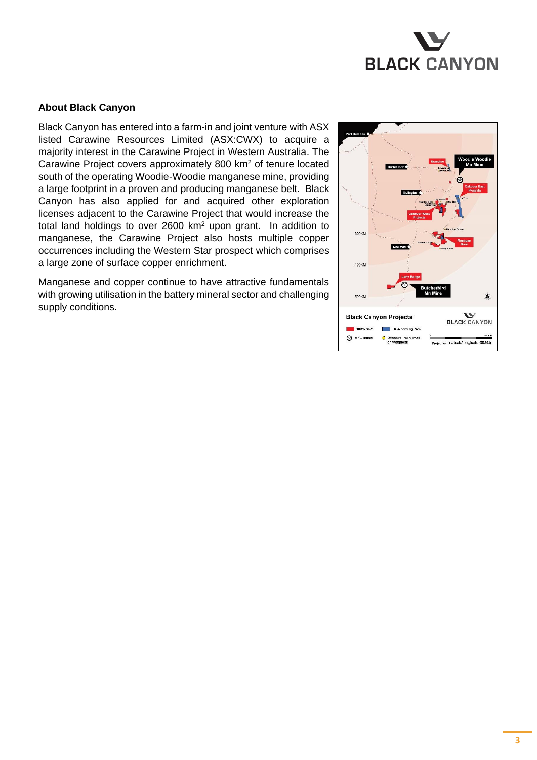## About Black Canyon

Black Canyon has entered into a farm-in and joint venture with ASX listed Carawine Resources Limited (ASX:CWX) to acquire a majority interest in the Carawine Project in Western Australia. The Carawine Project covers approximately 800 km$^2$ of tenure located south of the operating Woodie-Woodie manganese mine, providing a large footprint in a proven and producing manganese belt. Black Canyon has also applied for and acquired other exploration licenses adjacent to the Carawine Project that would increase the total land holdings to over 2600 km$^2$ upon grant. In addition to manganese, the Carawine Project also hosts multiple copper occurrences including the Western Star prospect which comprises a large zone of surface copper enrichment.

Manganese and copper continue to have attractive fundamentals with growing utilisation in the battery mineral sector and challenging supply conditions.

Port Hedland
Marble Bar
Braeside
Woodie Woodie Mn Mine
Nullagine
Oakover East Projects
Oakover West Projects
300KM
Flanagan Bore
Newman
400KM
Lofty Range
Butcherbird Mn Mine
500KM

Black Canyon Projects
BLACK CANYON
100% BCA
BCA earning 75%
Mn – mines
Deposits, resources or prospects
Projection: Latitude/Longitude (GDA94)